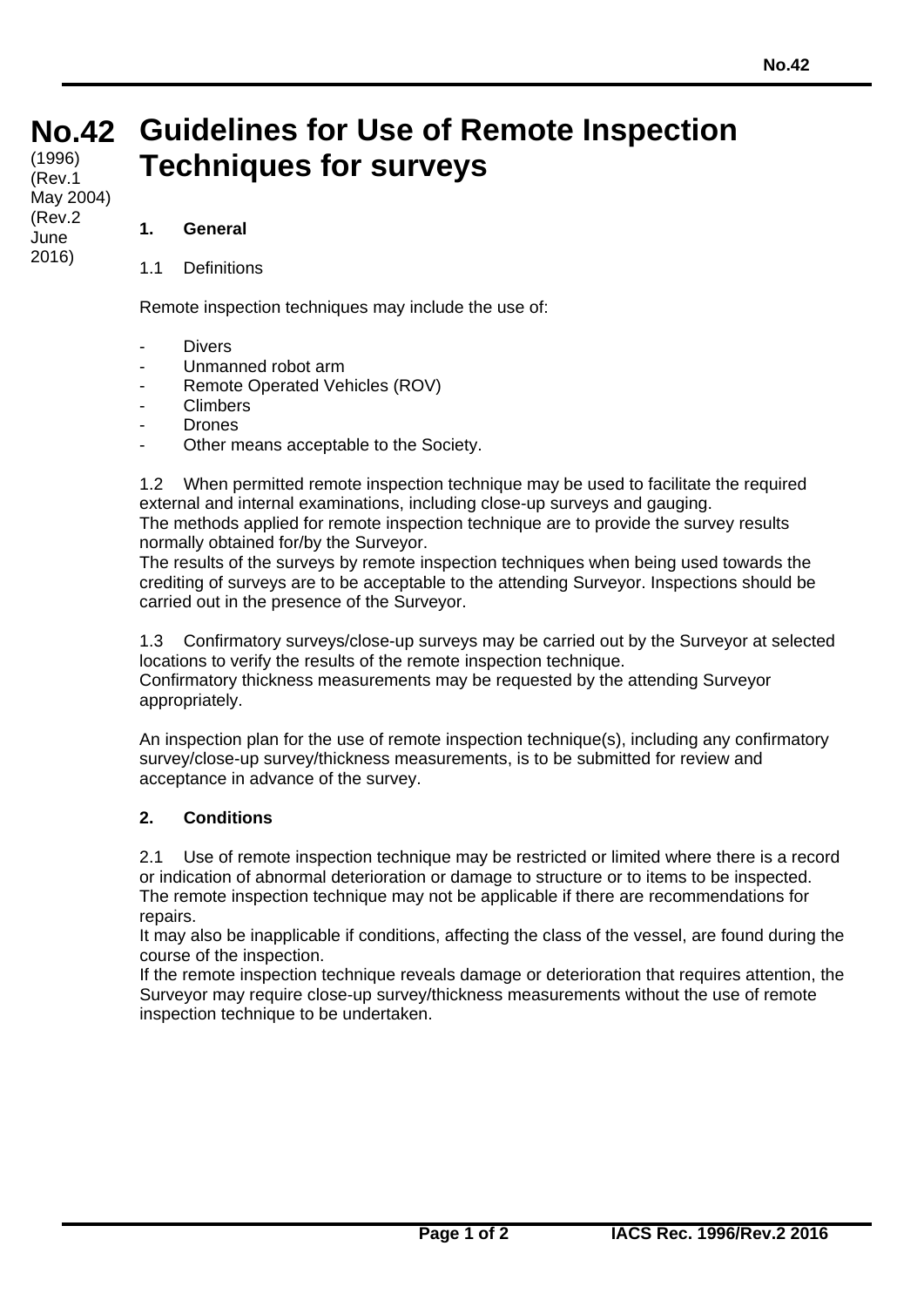# No.42 Guidelines for Use of Remote Inspection Techniques for surveys

(1996)
(Rev.1 May 2004)
(Rev.2 June 2016)

## 1. General

1.1 Definitions

Remote inspection techniques may include the use of:

- Divers
- Unmanned robot arm
- Remote Operated Vehicles (ROV)
- Climbers
- Drones
- Other means acceptable to the Society.

1.2 When permitted remote inspection technique may be used to facilitate the required external and internal examinations, including close-up surveys and gauging.
The methods applied for remote inspection technique are to provide the survey results normally obtained for/by the Surveyor.
The results of the surveys by remote inspection techniques when being used towards the crediting of surveys are to be acceptable to the attending Surveyor. Inspections should be carried out in the presence of the Surveyor.

1.3 Confirmatory surveys/close-up surveys may be carried out by the Surveyor at selected locations to verify the results of the remote inspection technique.
Confirmatory thickness measurements may be requested by the attending Surveyor appropriately.

An inspection plan for the use of remote inspection technique(s), including any confirmatory survey/close-up survey/thickness measurements, is to be submitted for review and acceptance in advance of the survey.

## 2. Conditions

2.1 Use of remote inspection technique may be restricted or limited where there is a record or indication of abnormal deterioration or damage to structure or to items to be inspected.
The remote inspection technique may not be applicable if there are recommendations for repairs.
It may also be inapplicable if conditions, affecting the class of the vessel, are found during the course of the inspection.
If the remote inspection technique reveals damage or deterioration that requires attention, the Surveyor may require close-up survey/thickness measurements without the use of remote inspection technique to be undertaken.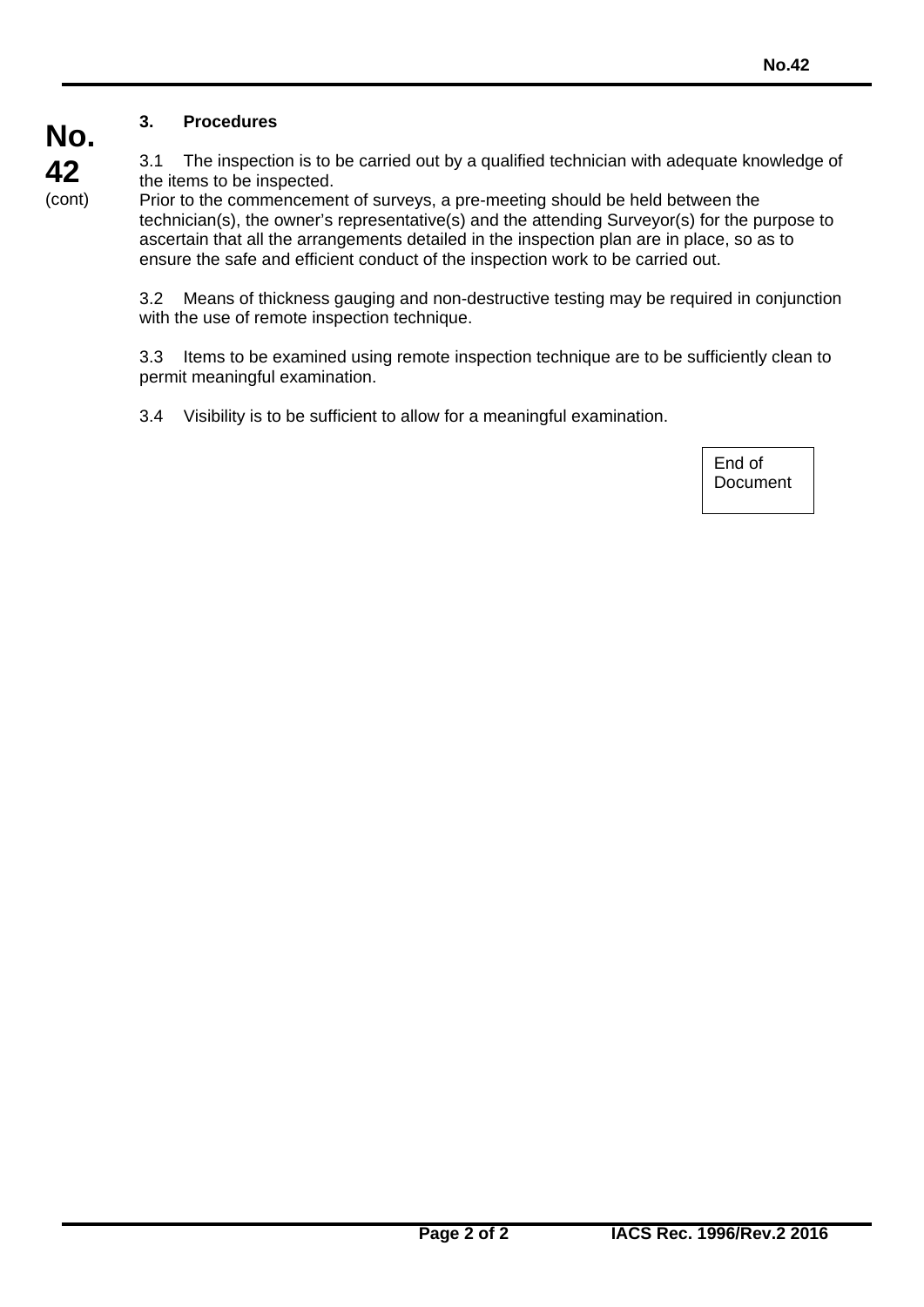## 3. Procedures

3.1 The inspection is to be carried out by a qualified technician with adequate knowledge of the items to be inspected.
Prior to the commencement of surveys, a pre-meeting should be held between the technician(s), the owner's representative(s) and the attending Surveyor(s) for the purpose to ascertain that all the arrangements detailed in the inspection plan are in place, so as to ensure the safe and efficient conduct of the inspection work to be carried out.

3.2 Means of thickness gauging and non-destructive testing may be required in conjunction with the use of remote inspection technique.

3.3 Items to be examined using remote inspection technique are to be sufficiently clean to permit meaningful examination.

3.4 Visibility is to be sufficient to allow for a meaningful examination.

End of Document